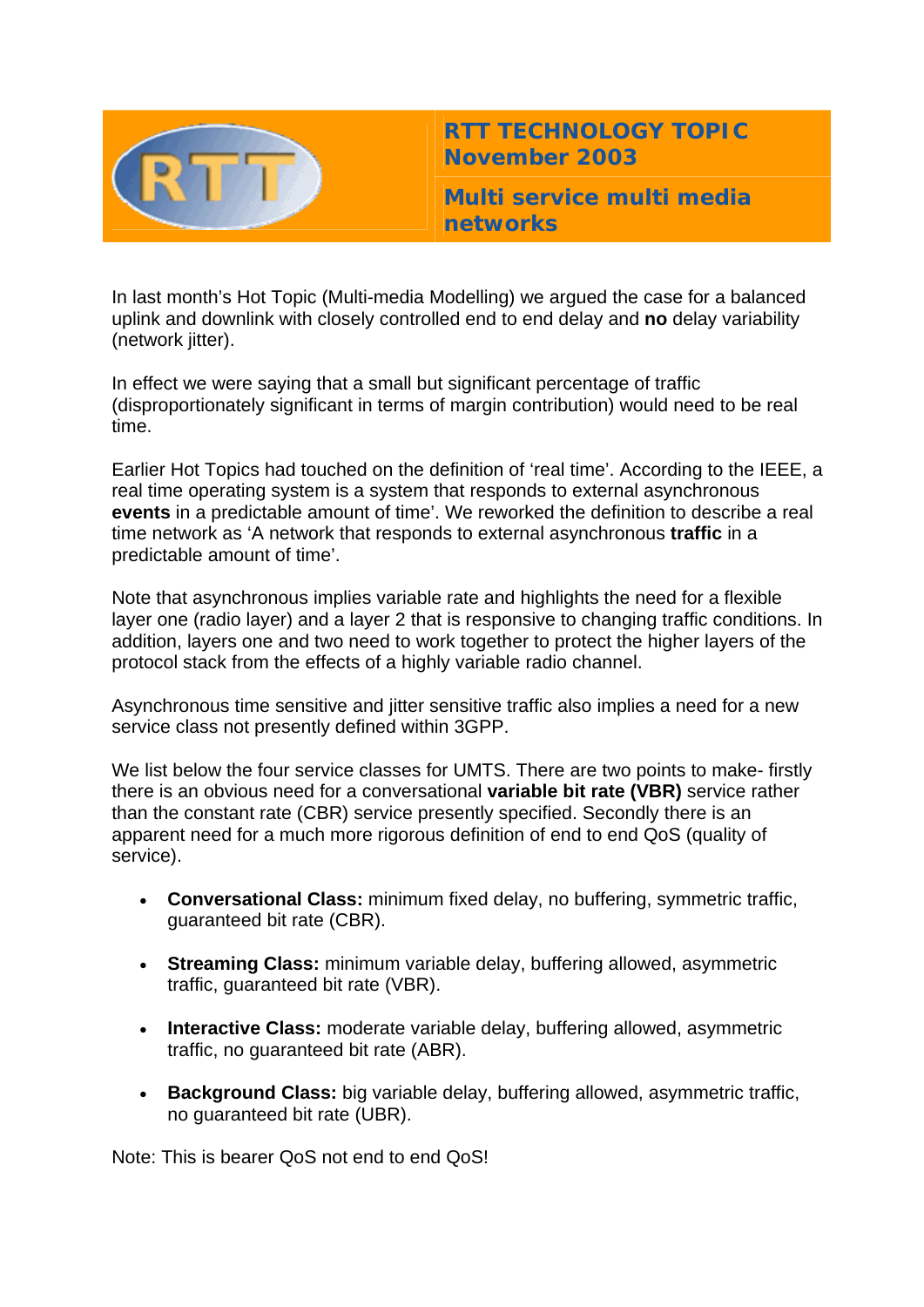# RTT TECHNOLOGY TOPIC November 2003

## Multi service multi media networks

In last month's Hot Topic (Multi-media Modelling) we argued the case for a balanced uplink and downlink with closely controlled end to end delay and **no** delay variability (network jitter).

In effect we were saying that a small but significant percentage of traffic (disproportionately significant in terms of margin contribution) would need to be real time.

Earlier Hot Topics had touched on the definition of 'real time'. According to the IEEE, a real time operating system is a system that responds to external asynchronous **events** in a predictable amount of time'. We reworked the definition to describe a real time network as 'A network that responds to external asynchronous **traffic** in a predictable amount of time'.

Note that asynchronous implies variable rate and highlights the need for a flexible layer one (radio layer) and a layer 2 that is responsive to changing traffic conditions. In addition, layers one and two need to work together to protect the higher layers of the protocol stack from the effects of a highly variable radio channel.

Asynchronous time sensitive and jitter sensitive traffic also implies a need for a new service class not presently defined within 3GPP.

We list below the four service classes for UMTS. There are two points to make- firstly there is an obvious need for a conversational **variable bit rate (VBR)** service rather than the constant rate (CBR) service presently specified. Secondly there is an apparent need for a much more rigorous definition of end to end QoS (quality of service).

- **Conversational Class:** minimum fixed delay, no buffering, symmetric traffic, guaranteed bit rate (CBR).
- **Streaming Class:** minimum variable delay, buffering allowed, asymmetric traffic, guaranteed bit rate (VBR).
- **Interactive Class:** moderate variable delay, buffering allowed, asymmetric traffic, no guaranteed bit rate (ABR).
- **Background Class:** big variable delay, buffering allowed, asymmetric traffic, no guaranteed bit rate (UBR).

Note: This is bearer QoS not end to end QoS!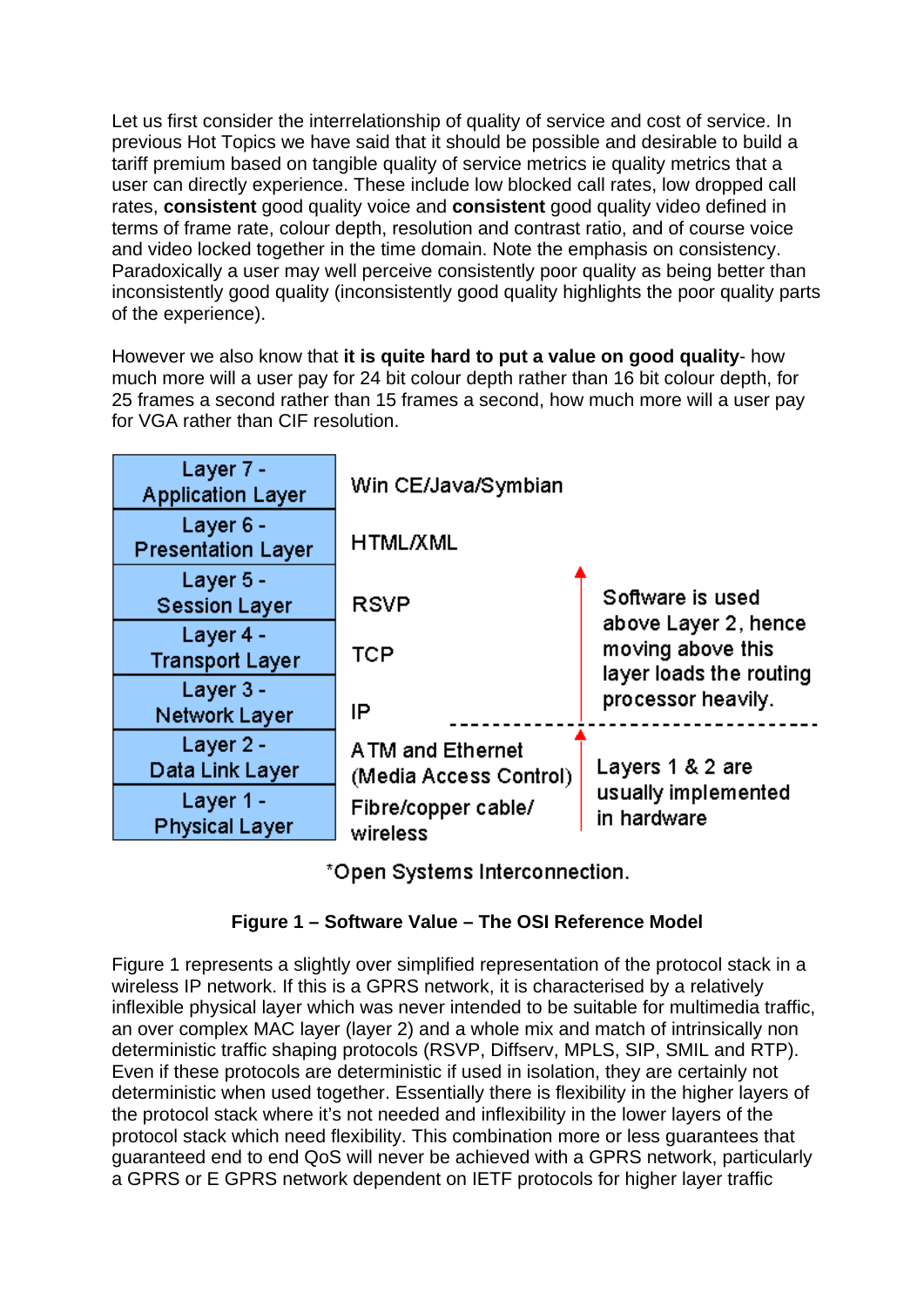Let us first consider the interrelationship of quality of service and cost of service. In previous Hot Topics we have said that it should be possible and desirable to build a tariff premium based on tangible quality of service metrics ie quality metrics that a user can directly experience. These include low blocked call rates, low dropped call rates, **consistent** good quality voice and **consistent** good quality video defined in terms of frame rate, colour depth, resolution and contrast ratio, and of course voice and video locked together in the time domain. Note the emphasis on consistency. Paradoxically a user may well perceive consistently poor quality as being better than inconsistently good quality (inconsistently good quality highlights the poor quality parts of the experience).

However we also know that **it is quite hard to put a value on good quality**- how much more will a user pay for 24 bit colour depth rather than 16 bit colour depth, for 25 frames a second rather than 15 frames a second, how much more will a user pay for VGA rather than CIF resolution.

| OSI Layer | Example | Notes |
|---|---|---|
| Layer 7 - Application Layer | Win CE/Java/Symbian | |
| Layer 6 - Presentation Layer | HTML/XML | |
| Layer 5 - Session Layer | RSVP | Software is used above Layer 2, hence moving above this layer loads the routing processor heavily. |
| Layer 4 - Transport Layer | TCP | |
| Layer 3 - Network Layer | IP | |
| Layer 2 - Data Link Layer | ATM and Ethernet (Media Access Control) | Layers 1 & 2 are usually implemented in hardware |
| Layer 1 - Physical Layer | Fibre/copper cable/ wireless | |

*Open Systems Interconnection.

**Figure 1 – Software Value – The OSI Reference Model**

Figure 1 represents a slightly over simplified representation of the protocol stack in a wireless IP network. If this is a GPRS network, it is characterised by a relatively inflexible physical layer which was never intended to be suitable for multimedia traffic, an over complex MAC layer (layer 2) and a whole mix and match of intrinsically non deterministic traffic shaping protocols (RSVP, Diffserv, MPLS, SIP, SMIL and RTP). Even if these protocols are deterministic if used in isolation, they are certainly not deterministic when used together. Essentially there is flexibility in the higher layers of the protocol stack where it's not needed and inflexibility in the lower layers of the protocol stack which need flexibility. This combination more or less guarantees that guaranteed end to end QoS will never be achieved with a GPRS network, particularly a GPRS or E GPRS network dependent on IETF protocols for higher layer traffic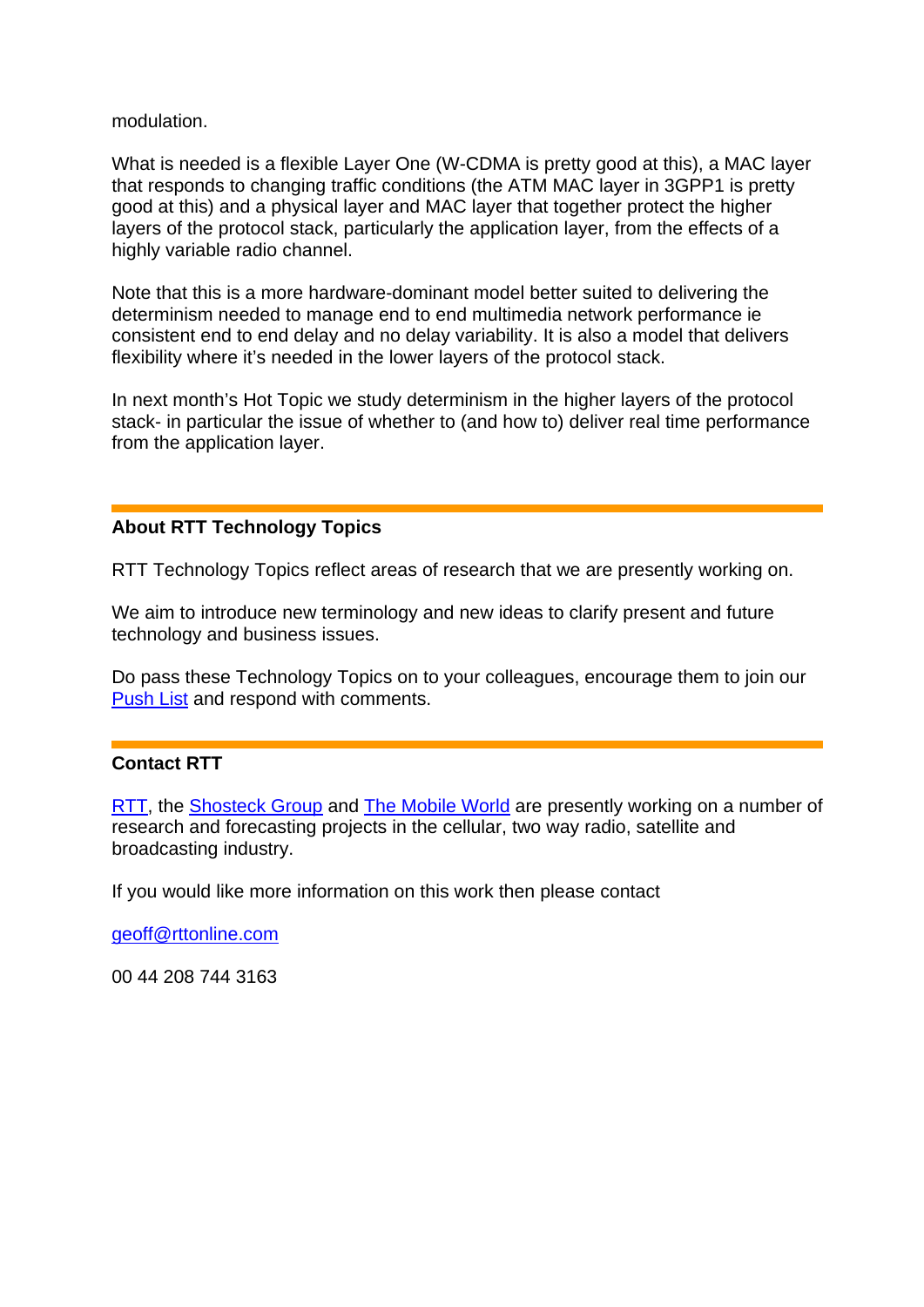modulation.

What is needed is a flexible Layer One (W-CDMA is pretty good at this), a MAC layer that responds to changing traffic conditions (the ATM MAC layer in 3GPP1 is pretty good at this) and a physical layer and MAC layer that together protect the higher layers of the protocol stack, particularly the application layer, from the effects of a highly variable radio channel.

Note that this is a more hardware-dominant model better suited to delivering the determinism needed to manage end to end multimedia network performance ie consistent end to end delay and no delay variability. It is also a model that delivers flexibility where it's needed in the lower layers of the protocol stack.

In next month's Hot Topic we study determinism in the higher layers of the protocol stack- in particular the issue of whether to (and how to) deliver real time performance from the application layer.

---

**About RTT Technology Topics**

RTT Technology Topics reflect areas of research that we are presently working on.

We aim to introduce new terminology and new ideas to clarify present and future technology and business issues.

Do pass these Technology Topics on to your colleagues, encourage them to join our Push List and respond with comments.

---

**Contact RTT**

RTT, the Shosteck Group and The Mobile World are presently working on a number of research and forecasting projects in the cellular, two way radio, satellite and broadcasting industry.

If you would like more information on this work then please contact

geoff@rttonline.com

00 44 208 744 3163